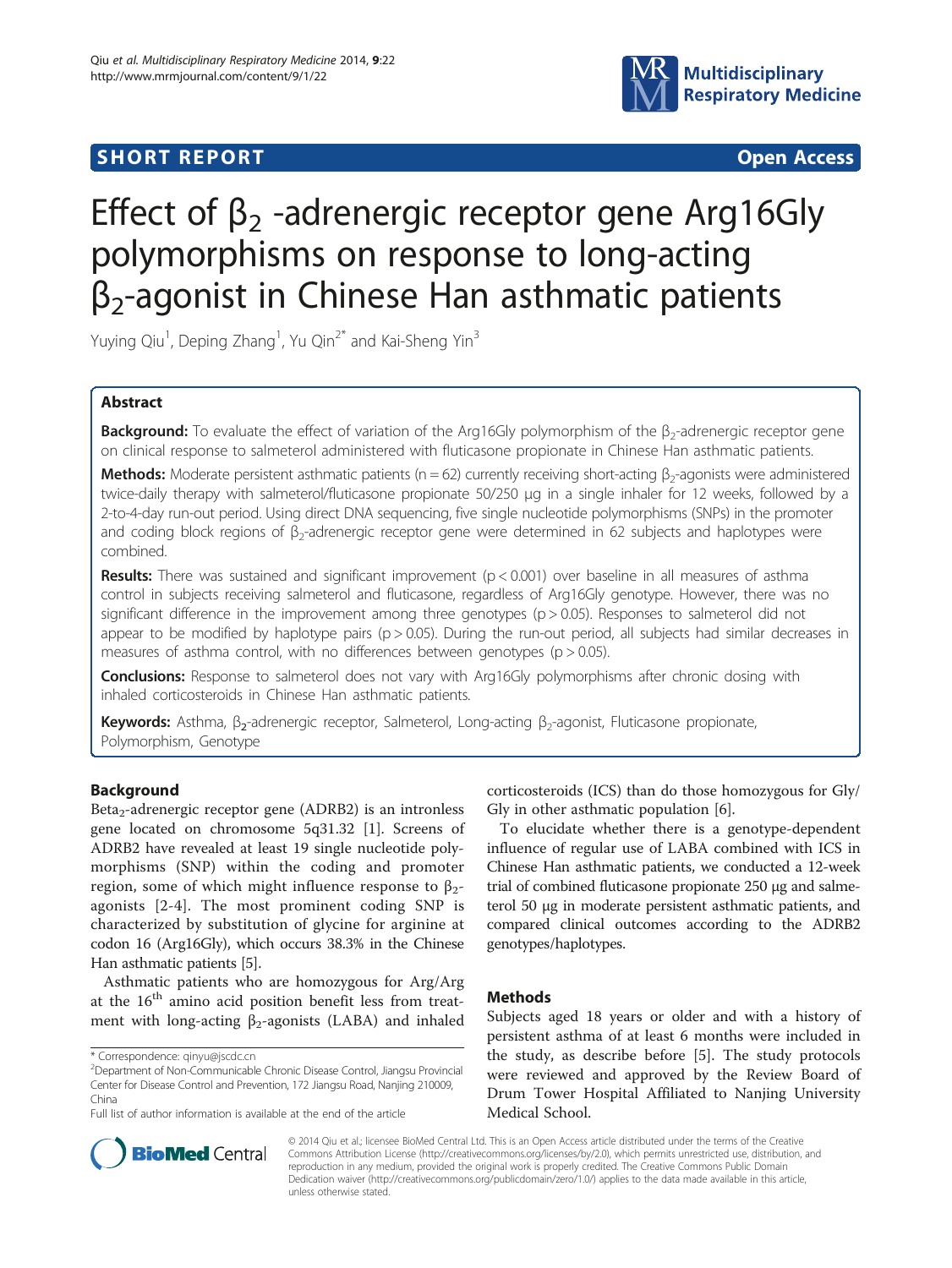SHORT REPORT Open Access

# Effect of $\beta_2$ -adrenergic receptor gene Arg16Gly polymorphisms on response to long-acting $\beta_2$-agonist in Chinese Han asthmatic patients

Yuying Qiu[1], Deping Zhang[1], Yu Qin[2*] and Kai-Sheng Yin[3]

## Abstract

**Background:** To evaluate the effect of variation of the Arg16Gly polymorphism of the $\beta_2$-adrenergic receptor gene on clinical response to salmeterol administered with fluticasone propionate in Chinese Han asthmatic patients.

**Methods:** Moderate persistent asthmatic patients (n = 62) currently receiving short-acting $\beta_2$-agonists were administered twice-daily therapy with salmeterol/fluticasone propionate 50/250 μg in a single inhaler for 12 weeks, followed by a 2-to-4-day run-out period. Using direct DNA sequencing, five single nucleotide polymorphisms (SNPs) in the promoter and coding block regions of $\beta_2$-adrenergic receptor gene were determined in 62 subjects and haplotypes were combined.

**Results:** There was sustained and significant improvement ($p < 0.001$) over baseline in all measures of asthma control in subjects receiving salmeterol and fluticasone, regardless of Arg16Gly genotype. However, there was no significant difference in the improvement among three genotypes ($p > 0.05$). Responses to salmeterol did not appear to be modified by haplotype pairs ($p > 0.05$). During the run-out period, all subjects had similar decreases in measures of asthma control, with no differences between genotypes ($p > 0.05$).

**Conclusions:** Response to salmeterol does not vary with Arg16Gly polymorphisms after chronic dosing with inhaled corticosteroids in Chinese Han asthmatic patients.

**Keywords:** Asthma, $\beta_2$-adrenergic receptor, Salmeterol, Long-acting $\beta_2$-agonist, Fluticasone propionate, Polymorphism, Genotype

## Background

Beta$_2$-adrenergic receptor gene (ADRB2) is an intronless gene located on chromosome 5q31.32 [1]. Screens of ADRB2 have revealed at least 19 single nucleotide polymorphisms (SNP) within the coding and promoter region, some of which might influence response to $\beta_2$-agonists [2-4]. The most prominent coding SNP is characterized by substitution of glycine for arginine at codon 16 (Arg16Gly), which occurs 38.3% in the Chinese Han asthmatic patients [5].

Asthmatic patients who are homozygous for Arg/Arg at the 16$^{th}$ amino acid position benefit less from treatment with long-acting $\beta_2$-agonists (LABA) and inhaled corticosteroids (ICS) than do those homozygous for Gly/Gly in other asthmatic population [6].

To elucidate whether there is a genotype-dependent influence of regular use of LABA combined with ICS in Chinese Han asthmatic patients, we conducted a 12-week trial of combined fluticasone propionate 250 μg and salmeterol 50 μg in moderate persistent asthmatic patients, and compared clinical outcomes according to the ADRB2 genotypes/haplotypes.

## Methods

Subjects aged 18 years or older and with a history of persistent asthma of at least 6 months were included in the study, as describe before [5]. The study protocols were reviewed and approved by the Review Board of Drum Tower Hospital Affiliated to Nanjing University Medical School.

\* Correspondence: qinyu@jscdc.cn
[2]Department of Non-Communicable Chronic Disease Control, Jiangsu Provincial Center for Disease Control and Prevention, 172 Jiangsu Road, Nanjing 210009, China
Full list of author information is available at the end of the article

© 2014 Qiu et al.; licensee BioMed Central Ltd. This is an Open Access article distributed under the terms of the Creative Commons Attribution License (http://creativecommons.org/licenses/by/2.0), which permits unrestricted use, distribution, and reproduction in any medium, provided the original work is properly credited. The Creative Commons Public Domain Dedication waiver (http://creativecommons.org/publicdomain/zero/1.0/) applies to the data made available in this article, unless otherwise stated.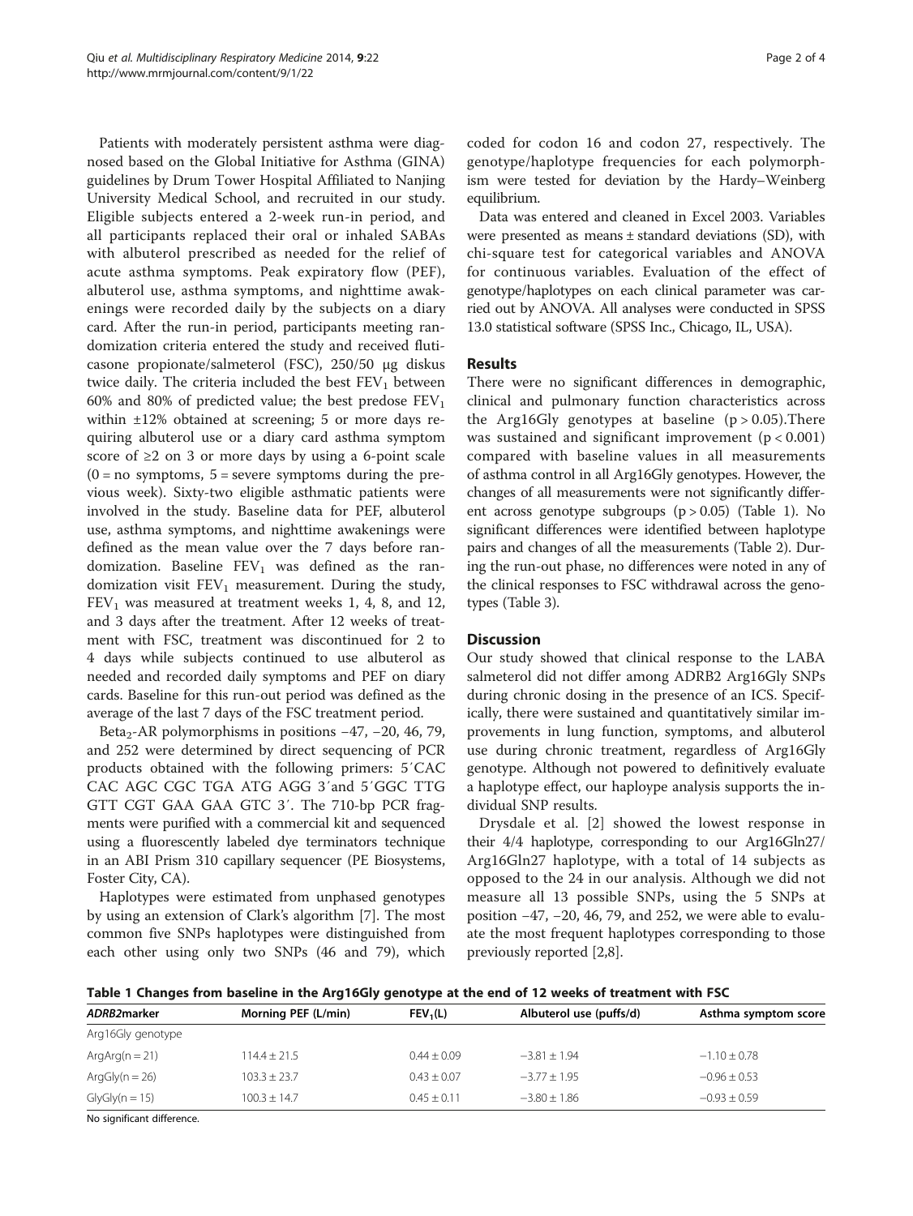Patients with moderately persistent asthma were diagnosed based on the Global Initiative for Asthma (GINA) guidelines by Drum Tower Hospital Affiliated to Nanjing University Medical School, and recruited in our study. Eligible subjects entered a 2-week run-in period, and all participants replaced their oral or inhaled SABAs with albuterol prescribed as needed for the relief of acute asthma symptoms. Peak expiratory flow (PEF), albuterol use, asthma symptoms, and nighttime awakenings were recorded daily by the subjects on a diary card. After the run-in period, participants meeting randomization criteria entered the study and received fluticasone propionate/salmeterol (FSC), 250/50 μg diskus twice daily. The criteria included the best $FEV_1$ between 60% and 80% of predicted value; the best predose $FEV_1$ within ±12% obtained at screening; 5 or more days requiring albuterol use or a diary card asthma symptom score of ≥2 on 3 or more days by using a 6-point scale (0 = no symptoms, 5 = severe symptoms during the previous week). Sixty-two eligible asthmatic patients were involved in the study. Baseline data for PEF, albuterol use, asthma symptoms, and nighttime awakenings were defined as the mean value over the 7 days before randomization. Baseline $FEV_1$ was defined as the randomization visit $FEV_1$ measurement. During the study, $FEV_1$ was measured at treatment weeks 1, 4, 8, and 12, and 3 days after the treatment. After 12 weeks of treatment with FSC, treatment was discontinued for 2 to 4 days while subjects continued to use albuterol as needed and recorded daily symptoms and PEF on diary cards. Baseline for this run-out period was defined as the average of the last 7 days of the FSC treatment period.

$Beta_2$-AR polymorphisms in positions −47, −20, 46, 79, and 252 were determined by direct sequencing of PCR products obtained with the following primers: 5′CAC CAC AGC CGC TGA ATG AGG 3′and 5′GGC TTG GTT CGT GAA GAA GTC 3′. The 710-bp PCR fragments were purified with a commercial kit and sequenced using a fluorescently labeled dye terminators technique in an ABI Prism 310 capillary sequencer (PE Biosystems, Foster City, CA).

Haplotypes were estimated from unphased genotypes by using an extension of Clark's algorithm [7]. The most common five SNPs haplotypes were distinguished from each other using only two SNPs (46 and 79), which coded for codon 16 and codon 27, respectively. The genotype/haplotype frequencies for each polymorphism were tested for deviation by the Hardy–Weinberg equilibrium.

Data was entered and cleaned in Excel 2003. Variables were presented as means ± standard deviations (SD), with chi-square test for categorical variables and ANOVA for continuous variables. Evaluation of the effect of genotype/haplotypes on each clinical parameter was carried out by ANOVA. All analyses were conducted in SPSS 13.0 statistical software (SPSS Inc., Chicago, IL, USA).

## Results

There were no significant differences in demographic, clinical and pulmonary function characteristics across the Arg16Gly genotypes at baseline ($p > 0.05$). There was sustained and significant improvement ($p < 0.001$) compared with baseline values in all measurements of asthma control in all Arg16Gly genotypes. However, the changes of all measurements were not significantly different across genotype subgroups ($p > 0.05$) (Table 1). No significant differences were identified between haplotype pairs and changes of all the measurements (Table 2). During the run-out phase, no differences were noted in any of the clinical responses to FSC withdrawal across the genotypes (Table 3).

## Discussion

Our study showed that clinical response to the LABA salmeterol did not differ among ADRB2 Arg16Gly SNPs during chronic dosing in the presence of an ICS. Specifically, there were sustained and quantitatively similar improvements in lung function, symptoms, and albuterol use during chronic treatment, regardless of Arg16Gly genotype. Although not powered to definitively evaluate a haplotype effect, our haploype analysis supports the individual SNP results.

Drysdale et al. [2] showed the lowest response in their 4/4 haplotype, corresponding to our Arg16Gln27/Arg16Gln27 haplotype, with a total of 14 subjects as opposed to the 24 in our analysis. Although we did not measure all 13 possible SNPs, using the 5 SNPs at position −47, −20, 46, 79, and 252, we were able to evaluate the most frequent haplotypes corresponding to those previously reported [2,8].

**Table 1 Changes from baseline in the Arg16Gly genotype at the end of 12 weeks of treatment with FSC**

| *ADRB2*marker | Morning PEF (L/min) | $FEV_1$(L) | Albuterol use (puffs/d) | Asthma symptom score |
|---|---|---|---|---|
| Arg16Gly genotype | | | | |
| ArgArg(n = 21) | 114.4 ± 21.5 | 0.44 ± 0.09 | −3.81 ± 1.94 | −1.10 ± 0.78 |
| ArgGly(n = 26) | 103.3 ± 23.7 | 0.43 ± 0.07 | −3.77 ± 1.95 | −0.96 ± 0.53 |
| GlyGly(n = 15) | 100.3 ± 14.7 | 0.45 ± 0.11 | −3.80 ± 1.86 | −0.93 ± 0.59 |

No significant difference.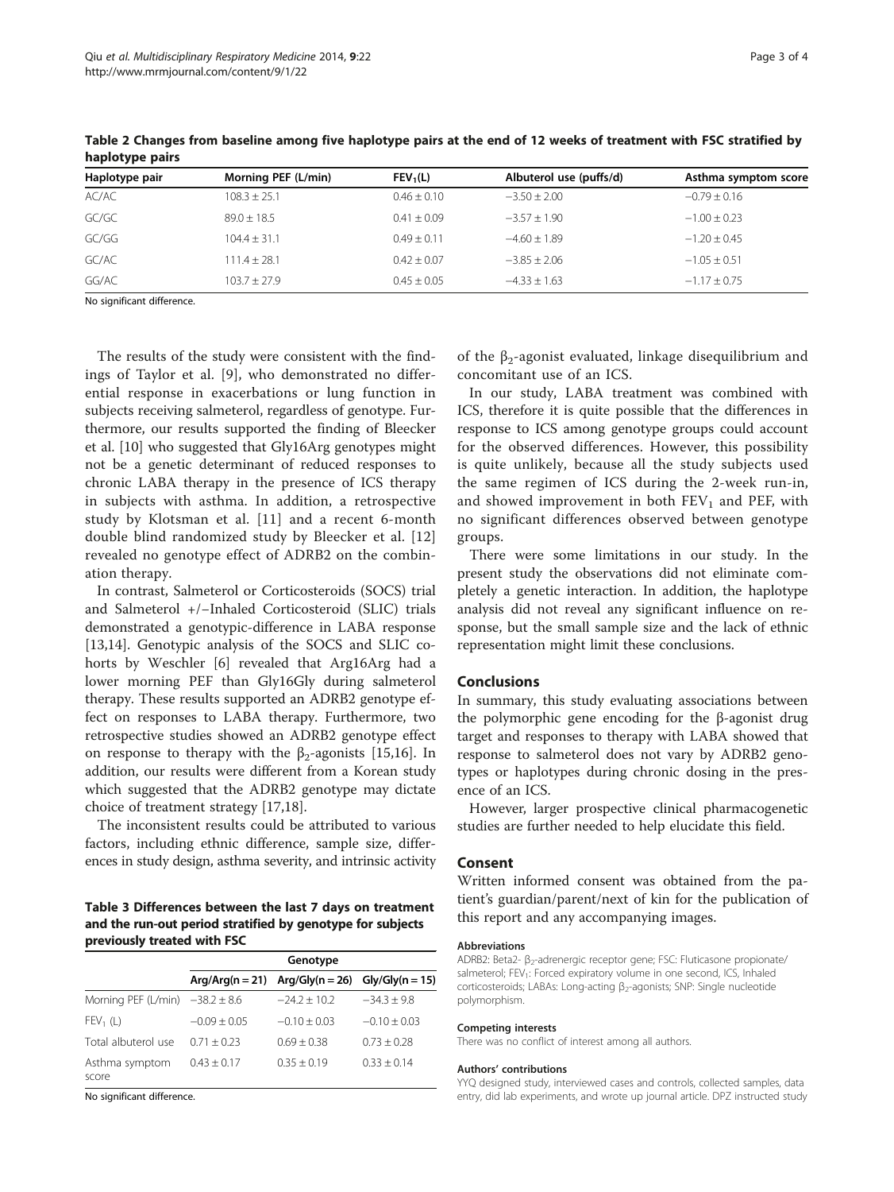**Table 2 Changes from baseline among five haplotype pairs at the end of 12 weeks of treatment with FSC stratified by haplotype pairs**

| Haplotype pair | Morning PEF (L/min) | $FEV_1$(L) | Albuterol use (puffs/d) | Asthma symptom score |
|---|---|---|---|---|
| AC/AC | 108.3 ± 25.1 | 0.46 ± 0.10 | −3.50 ± 2.00 | −0.79 ± 0.16 |
| GC/GC | 89.0 ± 18.5 | 0.41 ± 0.09 | −3.57 ± 1.90 | −1.00 ± 0.23 |
| GC/GG | 104.4 ± 31.1 | 0.49 ± 0.11 | −4.60 ± 1.89 | −1.20 ± 0.45 |
| GC/AC | 111.4 ± 28.1 | 0.42 ± 0.07 | −3.85 ± 2.06 | −1.05 ± 0.51 |
| GG/AC | 103.7 ± 27.9 | 0.45 ± 0.05 | −4.33 ± 1.63 | −1.17 ± 0.75 |

No significant difference.

The results of the study were consistent with the findings of Taylor et al. [9], who demonstrated no differential response in exacerbations or lung function in subjects receiving salmeterol, regardless of genotype. Furthermore, our results supported the finding of Bleecker et al. [10] who suggested that Gly16Arg genotypes might not be a genetic determinant of reduced responses to chronic LABA therapy in the presence of ICS therapy in subjects with asthma. In addition, a retrospective study by Klotsman et al. [11] and a recent 6-month double blind randomized study by Bleecker et al. [12] revealed no genotype effect of ADRB2 on the combination therapy.

In contrast, Salmeterol or Corticosteroids (SOCS) trial and Salmeterol +/−Inhaled Corticosteroid (SLIC) trials demonstrated a genotypic-difference in LABA response [13,14]. Genotypic analysis of the SOCS and SLIC cohorts by Weschler [6] revealed that Arg16Arg had a lower morning PEF than Gly16Gly during salmeterol therapy. These results supported an ADRB2 genotype effect on responses to LABA therapy. Furthermore, two retrospective studies showed an ADRB2 genotype effect on response to therapy with the $\beta_2$-agonists [15,16]. In addition, our results were different from a Korean study which suggested that the ADRB2 genotype may dictate choice of treatment strategy [17,18].

The inconsistent results could be attributed to various factors, including ethnic difference, sample size, differences in study design, asthma severity, and intrinsic activity of the $\beta_2$-agonist evaluated, linkage disequilibrium and concomitant use of an ICS.

In our study, LABA treatment was combined with ICS, therefore it is quite possible that the differences in response to ICS among genotype groups could account for the observed differences. However, this possibility is quite unlikely, because all the study subjects used the same regimen of ICS during the 2-week run-in, and showed improvement in both $FEV_1$ and PEF, with no significant differences observed between genotype groups.

There were some limitations in our study. In the present study the observations did not eliminate completely a genetic interaction. In addition, the haplotype analysis did not reveal any significant influence on response, but the small sample size and the lack of ethnic representation might limit these conclusions.

**Table 3 Differences between the last 7 days on treatment and the run-out period stratified by genotype for subjects previously treated with FSC**

| | Genotype | | |
|---|---|---|---|
| | Arg/Arg(n = 21) | Arg/Gly(n = 26) | Gly/Gly(n = 15) |
| Morning PEF (L/min) | −38.2 ± 8.6 | −24.2 ± 10.2 | −34.3 ± 9.8 |
| $FEV_1$ (L) | −0.09 ± 0.05 | −0.10 ± 0.03 | −0.10 ± 0.03 |
| Total albuterol use | 0.71 ± 0.23 | 0.69 ± 0.38 | 0.73 ± 0.28 |
| Asthma symptom score | 0.43 ± 0.17 | 0.35 ± 0.19 | 0.33 ± 0.14 |

No significant difference.

## Conclusions

In summary, this study evaluating associations between the polymorphic gene encoding for the β-agonist drug target and responses to therapy with LABA showed that response to salmeterol does not vary by ADRB2 genotypes or haplotypes during chronic dosing in the presence of an ICS.

However, larger prospective clinical pharmacogenetic studies are further needed to help elucidate this field.

## Consent

Written informed consent was obtained from the patient's guardian/parent/next of kin for the publication of this report and any accompanying images.

#### Abbreviations

ADRB2: Beta2- $\beta_2$-adrenergic receptor gene; FSC: Fluticasone propionate/salmeterol; $FEV_1$: Forced expiratory volume in one second, ICS, Inhaled corticosteroids; LABAs: Long-acting $\beta_2$-agonists; SNP: Single nucleotide polymorphism.

#### Competing interests

There was no conflict of interest among all authors.

#### Authors' contributions

YYQ designed study, interviewed cases and controls, collected samples, data entry, did lab experiments, and wrote up journal article. DPZ instructed study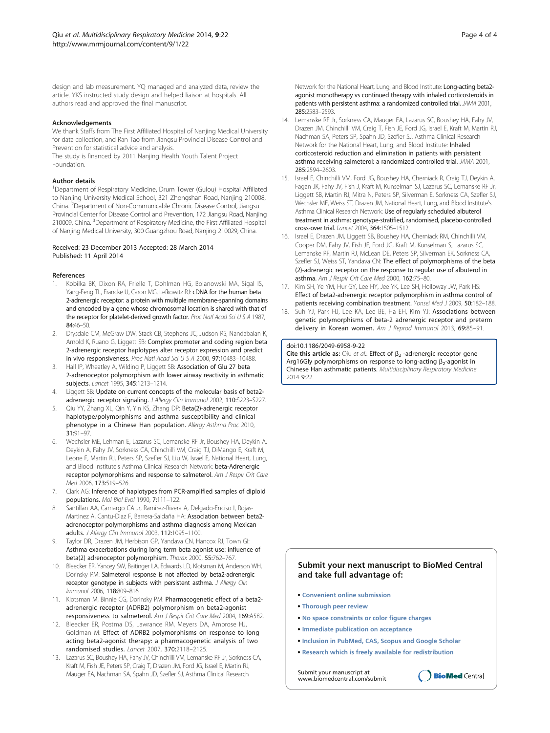design and lab measurement. YQ managed and analyzed data, review the article. YKS instructed study design and helped liaison at hospitals. All authors read and approved the final manuscript.

#### Acknowledgements

We thank Staffs from The First Affiliated Hospital of Nanjing Medical University for data collection, and Ran Tao from Jiangsu Provincial Disease Control and Prevention for statistical advice and analysis.

The study is financed by 2011 Nanjing Health Youth Talent Project Foundation.

#### Author details

[1]Department of Respiratory Medicine, Drum Tower (Gulou) Hospital Affiliated to Nanjing University Medical School, 321 Zhongshan Road, Nanjing 210008, China. [2]Department of Non-Communicable Chronic Disease Control, Jiangsu Provincial Center for Disease Control and Prevention, 172 Jiangsu Road, Nanjing 210009, China. [3]Department of Respiratory Medicine, the First Affiliated Hospital of Nanjing Medical University, 300 Guangzhou Road, Nanjing 210029, China.

Received: 23 December 2013 Accepted: 28 March 2014
Published: 11 April 2014

#### References

1. Kobilka BK, Dixon RA, Frielle T, Dohlman HG, Bolanowski MA, Sigal IS, Yang-Feng TL, Francke U, Caron MG, Lefkowitz RJ: **cDNA for the human beta 2-adrenergic receptor: a protein with multiple membrane-spanning domains and encoded by a gene whose chromosomal location is shared with that of the receptor for platelet-derived growth factor.** *Proc Natl Acad Sci U S A* 1987, **84:**46–50.
2. Drysdale CM, McGraw DW, Stack CB, Stephens JC, Judson RS, Nandabalan K, Arnold K, Ruano G, Liggett SB: **Complex promoter and coding region beta 2-adrenergic receptor haplotypes alter receptor expression and predict in vivo responsiveness.** *Proc Natl Acad Sci U S A* 2000, **97:**10483–10488.
3. Hall IP, Wheatley A, Wilding P, Liggett SB: **Association of Glu 27 beta 2-adrenoceptor polymorphism with lower airway reactivity in asthmatic subjects.** *Lancet* 1995, **345:**1213–1214.
4. Liggett SB: **Update on current concepts of the molecular basis of beta2-adrenergic receptor signaling.** *J Allergy Clin Immunol* 2002, **110:**S223–S227.
5. Qiu YY, Zhang XL, Qin Y, Yin KS, Zhang DP: **Beta(2)-adrenergic receptor haplotype/polymorphisms and asthma susceptibility and clinical phenotype in a Chinese Han population.** *Allergy Asthma Proc* 2010, **31:**91–97.
6. Wechsler ME, Lehman E, Lazarus SC, Lemanske RF Jr, Boushey HA, Deykin A, Deykin A, Fahy JV, Sorkness CA, Chinchilli VM, Craig TJ, DiMango E, Kraft M, Leone F, Martin RJ, Peters SP, Szefler SJ, Liu W, Israel E, National Heart, Lung, and Blood Institute's Asthma Clinical Research Network: **beta-Adrenergic receptor polymorphisms and response to salmeterol.** *Am J Respir Crit Care Med* 2006, **173:**519–526.
7. Clark AG: **Inference of haplotypes from PCR-amplified samples of diploid populations.** *Mol Biol Evol* 1990, **7:**111–122.
8. Santillan AA, Camargo CA Jr, Ramirez-Rivera A, Delgado-Enciso I, Rojas-Martinez A, Cantu-Diaz F, Barrera-Saldaña HA: **Association between beta2-adrenoceptor polymorphisms and asthma diagnosis among Mexican adults.** *J Allergy Clin Immunol* 2003, **112:**1095–1100.
9. Taylor DR, Drazen JM, Herbison GP, Yandava CN, Hancox RJ, Town GI: **Asthma exacerbations during long term beta agonist use: influence of beta(2) adrenoceptor polymorphism.** *Thorax* 2000, **55:**762–767.
10. Bleecker ER, Yancey SW, Baitinger LA, Edwards LD, Klotsman M, Anderson WH, Dorinsky PM: **Salmeterol response is not affected by beta2-adrenergic receptor genotype in subjects with persistent asthma.** *J Allergy Clin Immunol* 2006, **118:**809–816.
11. Klotsman M, Binnie CG, Dorinsky PM: **Pharmacogenetic effect of a beta2-adrenergic receptor (ADRB2) polymorphism on beta2-agonist responsiveness to salmeterol.** *Am J Respir Crit Care Med* 2004, **169:**A582.
12. Bleecker ER, Postma DS, Lawrance RM, Meyers DA, Ambrose HJ, Goldman M: **Effect of ADRB2 polymorphisms on response to long acting beta2-agonist therapy: a pharmacogenetic analysis of two randomised studies.** *Lancet* 2007, **370:**2118–2125.
13. Lazarus SC, Boushey HA, Fahy JV, Chinchilli VM, Lemanske RF Jr, Sorkness CA, Kraft M, Fish JE, Peters SP, Craig T, Drazen JM, Ford JG, Israel E, Martin RJ, Mauger EA, Nachman SA, Spahn JD, Szefler SJ, Asthma Clinical Research Network for the National Heart, Lung, and Blood Institute: **Long-acting beta2-agonist monotherapy vs continued therapy with inhaled corticosteroids in patients with persistent asthma: a randomized controlled trial.** *JAMA* 2001, **285:**2583–2593.
14. Lemanske RF Jr, Sorkness CA, Mauger EA, Lazarus SC, Boushey HA, Fahy JV, Drazen JM, Chinchilli VM, Craig T, Fish JE, Ford JG, Israel E, Kraft M, Martin RJ, Nachman SA, Peters SP, Spahn JD, Szefler SJ, Asthma Clinical Research Network for the National Heart, Lung, and Blood Institute: **Inhaled corticosteroid reduction and elimination in patients with persistent asthma receiving salmeterol: a randomized controlled trial.** *JAMA* 2001, **285:**2594–2603.
15. Israel E, Chinchilli VM, Ford JG, Boushey HA, Cherniack R, Craig TJ, Deykin A, Fagan JK, Fahy JV, Fish J, Kraft M, Kunselman SJ, Lazarus SC, Lemanske RF Jr, Liggett SB, Martin RJ, Mitra N, Peters SP, Silverman E, Sorkness CA, Szefler SJ, Wechsler ME, Weiss ST, Drazen JM, National Heart, Lung, and Blood Institute's Asthma Clinical Research Network: **Use of regularly scheduled albuterol treatment in asthma: genotype-stratified, randomised, placebo-controlled cross-over trial.** *Lancet* 2004, **364:**1505–1512.
16. Israel E, Drazen JM, Liggett SB, Boushey HA, Cherniack RM, Chinchilli VM, Cooper DM, Fahy JV, Fish JE, Ford JG, Kraft M, Kunselman S, Lazarus SC, Lemanske RF, Martin RJ, McLean DE, Peters SP, Silverman EK, Sorkness CA, Szefler SJ, Weiss ST, Yandava CN: **The effect of polymorphisms of the beta (2)-adrenergic receptor on the response to regular use of albuterol in asthma.** *Am J Respir Crit Care Med* 2000, **162:**75–80.
17. Kim SH, Ye YM, Hur GY, Lee HY, Jee YK, Lee SH, Holloway JW, Park HS: **Effect of beta2-adrenergic receptor polymorphism in asthma control of patients receiving combination treatment.** *Yonsei Med J* 2009, **50:**182–188.
18. Suh YJ, Park HJ, Lee KA, Lee BE, Ha EH, Kim YJ: **Associations between genetic polymorphisms of beta-2 adrenergic receptor and preterm delivery in Korean women.** *Am J Reprod Immunol* 2013, **69:**85–91.

doi:10.1186/2049-6958-9-22

**Cite this article as:** Qiu *et al.*: Effect of $\beta_2$ -adrenergic receptor gene Arg16Gly polymorphisms on response to long-acting $\beta_2$-agonist in Chinese Han asthmatic patients. *Multidisciplinary Respiratory Medicine* 2014 **9**:22.

**Submit your next manuscript to BioMed Central and take full advantage of:**

- **Convenient online submission**
- **Thorough peer review**
- **No space constraints or color figure charges**
- **Immediate publication on acceptance**
- **Inclusion in PubMed, CAS, Scopus and Google Scholar**
- **Research which is freely available for redistribution**

Submit your manuscript at
www.biomedcentral.com/submit

BioMed Central